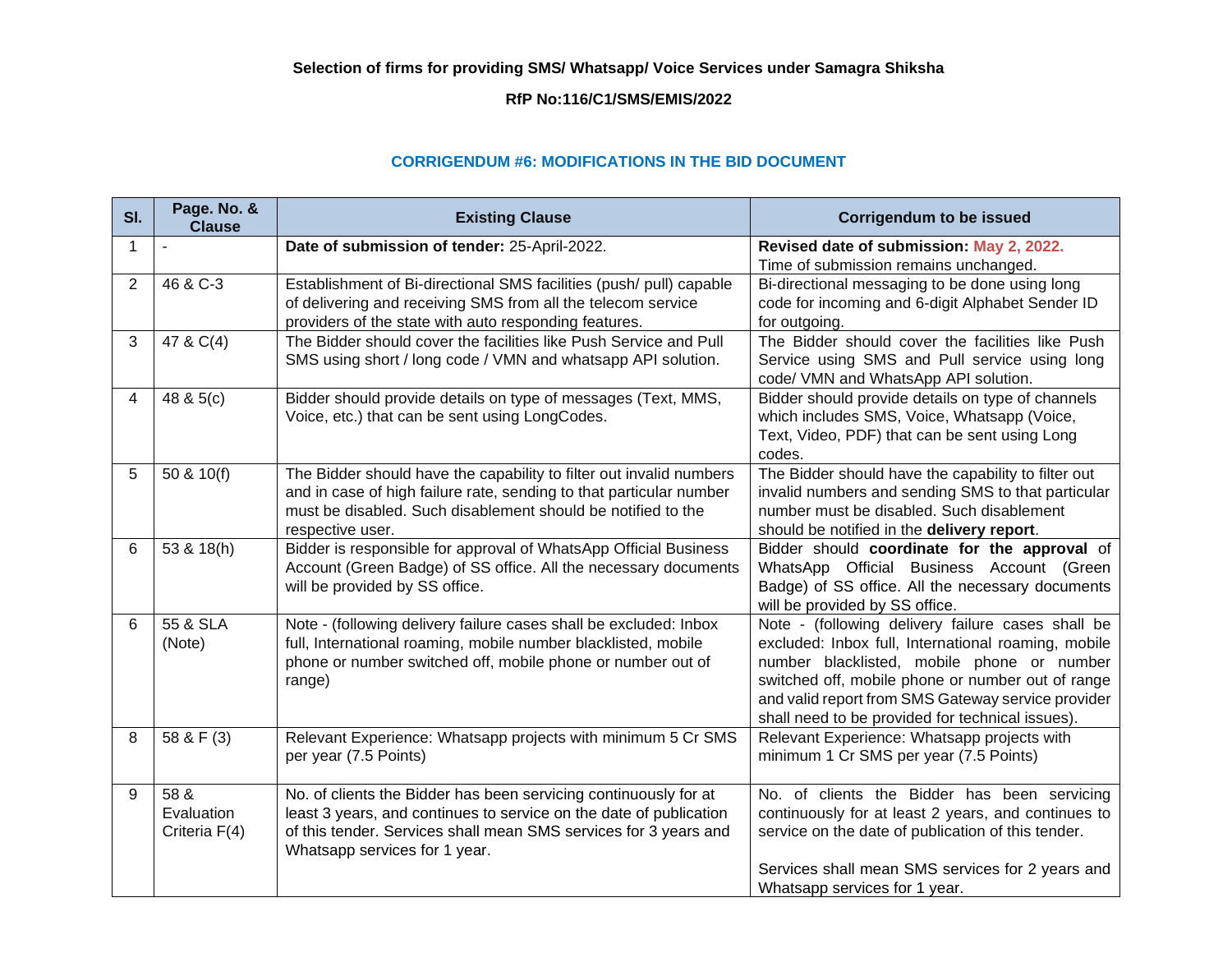**Selection of firms for providing SMS/ Whatsapp/ Voice Services under Samagra Shiksha**

**RfP No:116/C1/SMS/EMIS/2022**

## CORRIGENDUM #6: MODIFICATIONS IN THE BID DOCUMENT

| Sl. | Page. No. & Clause | Existing Clause | Corrigendum to be issued |
|---|---|---|---|
| 1 | - | **Date of submission of tender:** 25-April-2022. | **Revised date of submission: May 2, 2022.** Time of submission remains unchanged. |
| 2 | 46 & C-3 | Establishment of Bi-directional SMS facilities (push/ pull) capable of delivering and receiving SMS from all the telecom service providers of the state with auto responding features. | Bi-directional messaging to be done using long code for incoming and 6-digit Alphabet Sender ID for outgoing. |
| 3 | 47 & C(4) | The Bidder should cover the facilities like Push Service and Pull SMS using short / long code / VMN and whatsapp API solution. | The Bidder should cover the facilities like Push Service using SMS and Pull service using long code/ VMN and WhatsApp API solution. |
| 4 | 48 & 5(c) | Bidder should provide details on type of messages (Text, MMS, Voice, etc.) that can be sent using LongCodes. | Bidder should provide details on type of channels which includes SMS, Voice, Whatsapp (Voice, Text, Video, PDF) that can be sent using Long codes. |
| 5 | 50 & 10(f) | The Bidder should have the capability to filter out invalid numbers and in case of high failure rate, sending to that particular number must be disabled. Such disablement should be notified to the respective user. | The Bidder should have the capability to filter out invalid numbers and sending SMS to that particular number must be disabled. Such disablement should be notified in the **delivery report**. |
| 6 | 53 & 18(h) | Bidder is responsible for approval of WhatsApp Official Business Account (Green Badge) of SS office. All the necessary documents will be provided by SS office. | Bidder should **coordinate for the approval** of WhatsApp Official Business Account (Green Badge) of SS office. All the necessary documents will be provided by SS office. |
| 6 | 55 & SLA (Note) | Note - (following delivery failure cases shall be excluded: Inbox full, International roaming, mobile number blacklisted, mobile phone or number switched off, mobile phone or number out of range) | Note - (following delivery failure cases shall be excluded: Inbox full, International roaming, mobile number blacklisted, mobile phone or number switched off, mobile phone or number out of range and valid report from SMS Gateway service provider shall need to be provided for technical issues). |
| 8 | 58 & F (3) | Relevant Experience: Whatsapp projects with minimum 5 Cr SMS per year (7.5 Points) | Relevant Experience: Whatsapp projects with minimum 1 Cr SMS per year (7.5 Points) |
| 9 | 58 & Evaluation Criteria F(4) | No. of clients the Bidder has been servicing continuously for at least 3 years, and continues to service on the date of publication of this tender. Services shall mean SMS services for 3 years and Whatsapp services for 1 year. | No. of clients the Bidder has been servicing continuously for at least 2 years, and continues to service on the date of publication of this tender.<br><br>Services shall mean SMS services for 2 years and Whatsapp services for 1 year. |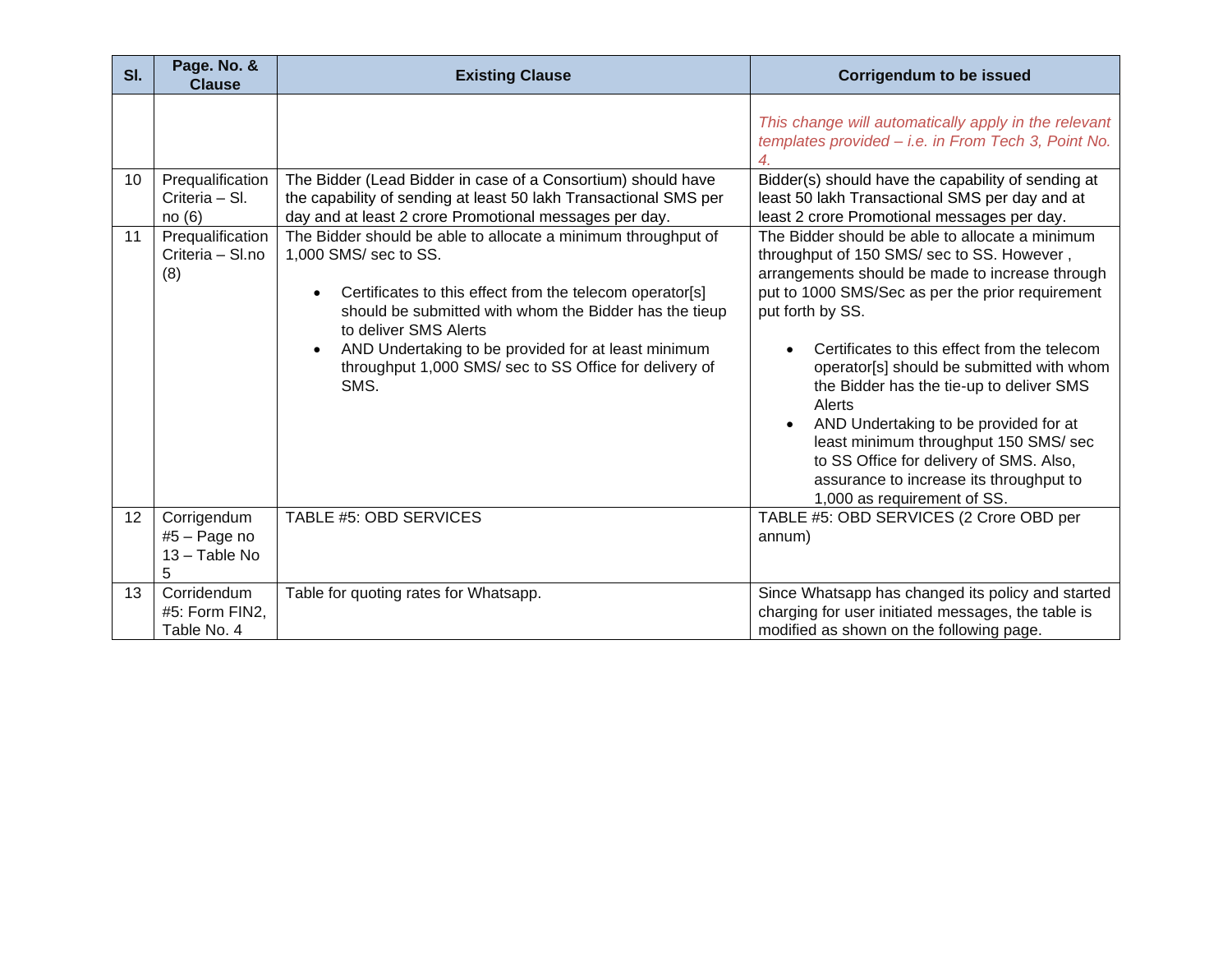| Sl. | Page. No. & Clause | Existing Clause | Corrigendum to be issued |
|---|---|---|---|
| | | | *This change will automatically apply in the relevant templates provided – i.e. in From Tech 3, Point No. 4.* |
| 10 | Prequalification Criteria – Sl. no (6) | The Bidder (Lead Bidder in case of a Consortium) should have the capability of sending at least 50 lakh Transactional SMS per day and at least 2 crore Promotional messages per day. | Bidder(s) should have the capability of sending at least 50 lakh Transactional SMS per day and at least 2 crore Promotional messages per day. |
| 11 | Prequalification Criteria – Sl.no (8) | The Bidder should be able to allocate a minimum throughput of 1,000 SMS/ sec to SS.<br><br>• Certificates to this effect from the telecom operator[s] should be submitted with whom the Bidder has the tieup to deliver SMS Alerts<br>• AND Undertaking to be provided for at least minimum throughput 1,000 SMS/ sec to SS Office for delivery of SMS. | The Bidder should be able to allocate a minimum throughput of 150 SMS/ sec to SS. However , arrangements should be made to increase through put to 1000 SMS/Sec as per the prior requirement put forth by SS.<br><br>• Certificates to this effect from the telecom operator[s] should be submitted with whom the Bidder has the tie-up to deliver SMS Alerts<br>• AND Undertaking to be provided for at least minimum throughput 150 SMS/ sec to SS Office for delivery of SMS. Also, assurance to increase its throughput to 1,000 as requirement of SS. |
| 12 | Corrigendum #5 – Page no 13 – Table No 5 | TABLE #5: OBD SERVICES | TABLE #5: OBD SERVICES (2 Crore OBD per annum) |
| 13 | Corridendum #5: Form FIN2, Table No. 4 | Table for quoting rates for Whatsapp. | Since Whatsapp has changed its policy and started charging for user initiated messages, the table is modified as shown on the following page. |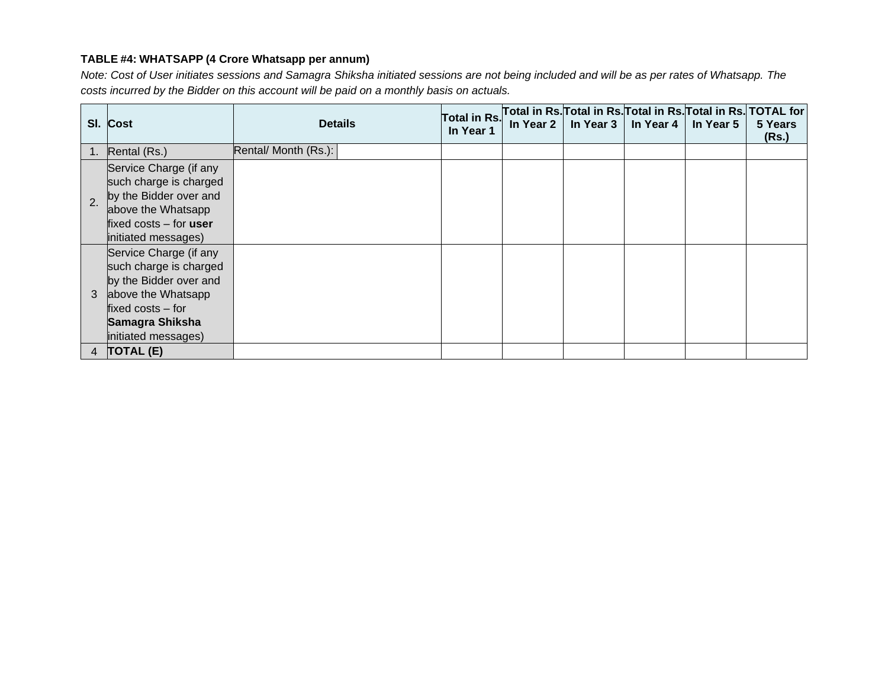**TABLE #4: WHATSAPP (4 Crore Whatsapp per annum)**

*Note: Cost of User initiates sessions and Samagra Shiksha initiated sessions are not being included and will be as per rates of Whatsapp. The costs incurred by the Bidder on this account will be paid on a monthly basis on actuals.*

| Sl. | Cost | Details | | Total in Rs. In Year 1 | Total in Rs. In Year 2 | Total in Rs. In Year 3 | Total in Rs. In Year 4 | Total in Rs. In Year 5 | TOTAL for 5 Years (Rs.) |
|---|---|---|---|---|---|---|---|---|---|
| 1. | Rental (Rs.) | Rental/ Month (Rs.): | | | | | | | |
| 2. | Service Charge (if any such charge is charged by the Bidder over and above the Whatsapp fixed costs – for **user** initiated messages) | | | | | | | | |
| 3 | Service Charge (if any such charge is charged by the Bidder over and above the Whatsapp fixed costs – for **Samagra Shiksha** initiated messages) | | | | | | | | |
| 4 | **TOTAL (E)** | | | | | | | | |